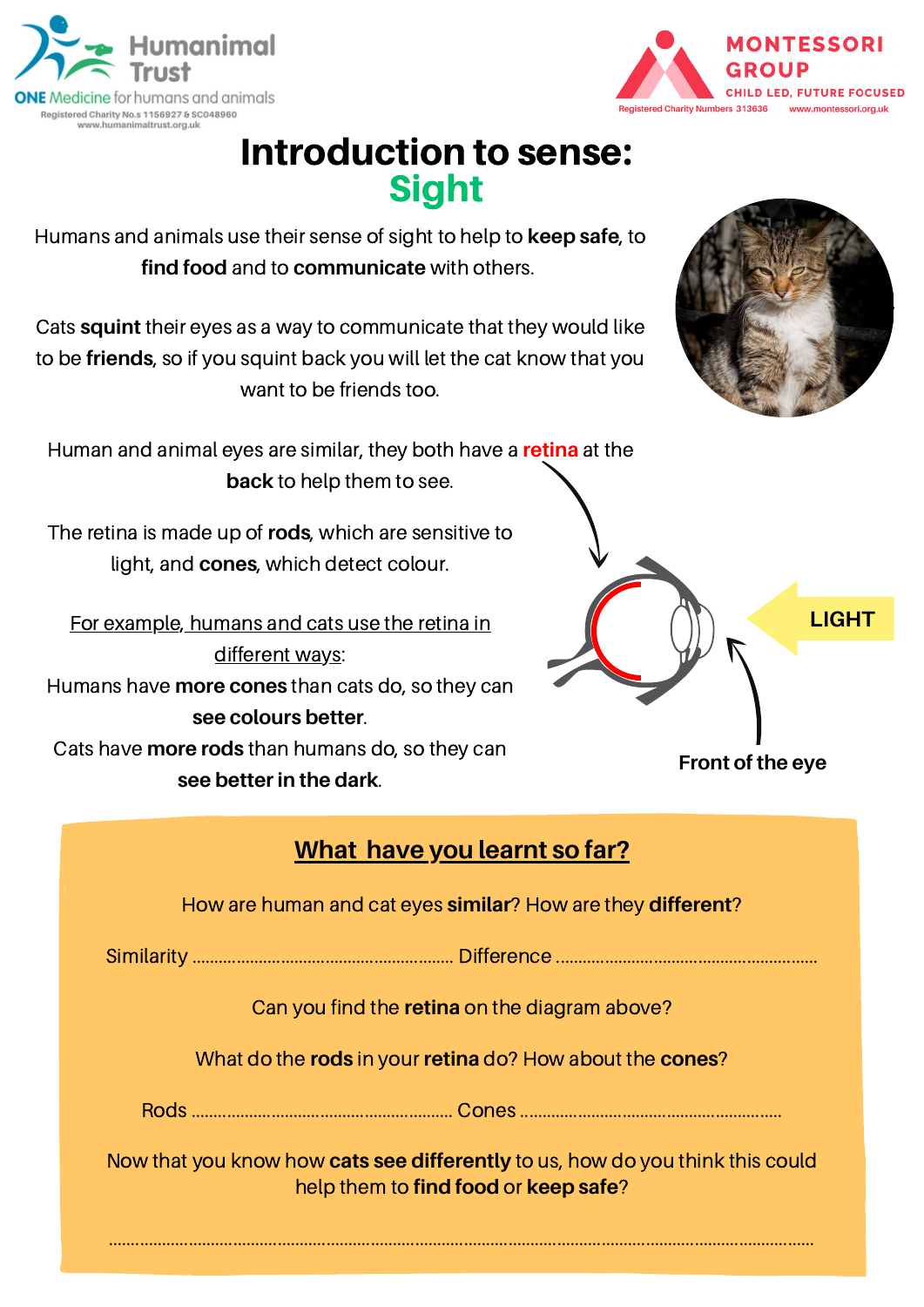Humanimal Trust
ONE Medicine for humans and animals
Registered Charity No.s 1156927 & SC048960
www.humanimaltrust.org.uk

MONTESSORI GROUP
CHILD LED, FUTURE FOCUSED
Registered Charity Numbers 313636 www.montessori.org.uk

# Introduction to sense: Sight

Humans and animals use their sense of sight to help to **keep safe**, to **find food** and to **communicate** with others.

Cats **squint** their eyes as a way to communicate that they would like to be **friends**, so if you squint back you will let the cat know that you want to be friends too.

Human and animal eyes are similar, they both have a **retina** at the **back** to help them to see.

The retina is made up of **rods**, which are sensitive to light, and **cones**, which detect colour.

For example, humans and cats use the retina in different ways:

Humans have **more cones** than cats do, so they can **see colours better**.

Cats have **more rods** than humans do, so they can **see better in the dark**.

LIGHT

Front of the eye

## What have you learnt so far?

How are human and cat eyes **similar**? How are they **different**?

Similarity ........................................................ Difference ........................................................

Can you find the **retina** on the diagram above?

What do the **rods** in your **retina** do? How about the **cones**?

Rods ........................................................ Cones ........................................................

Now that you know how **cats see differently** to us, how do you think this could help them to **find food** or **keep safe**?

..........................................................................................................................................................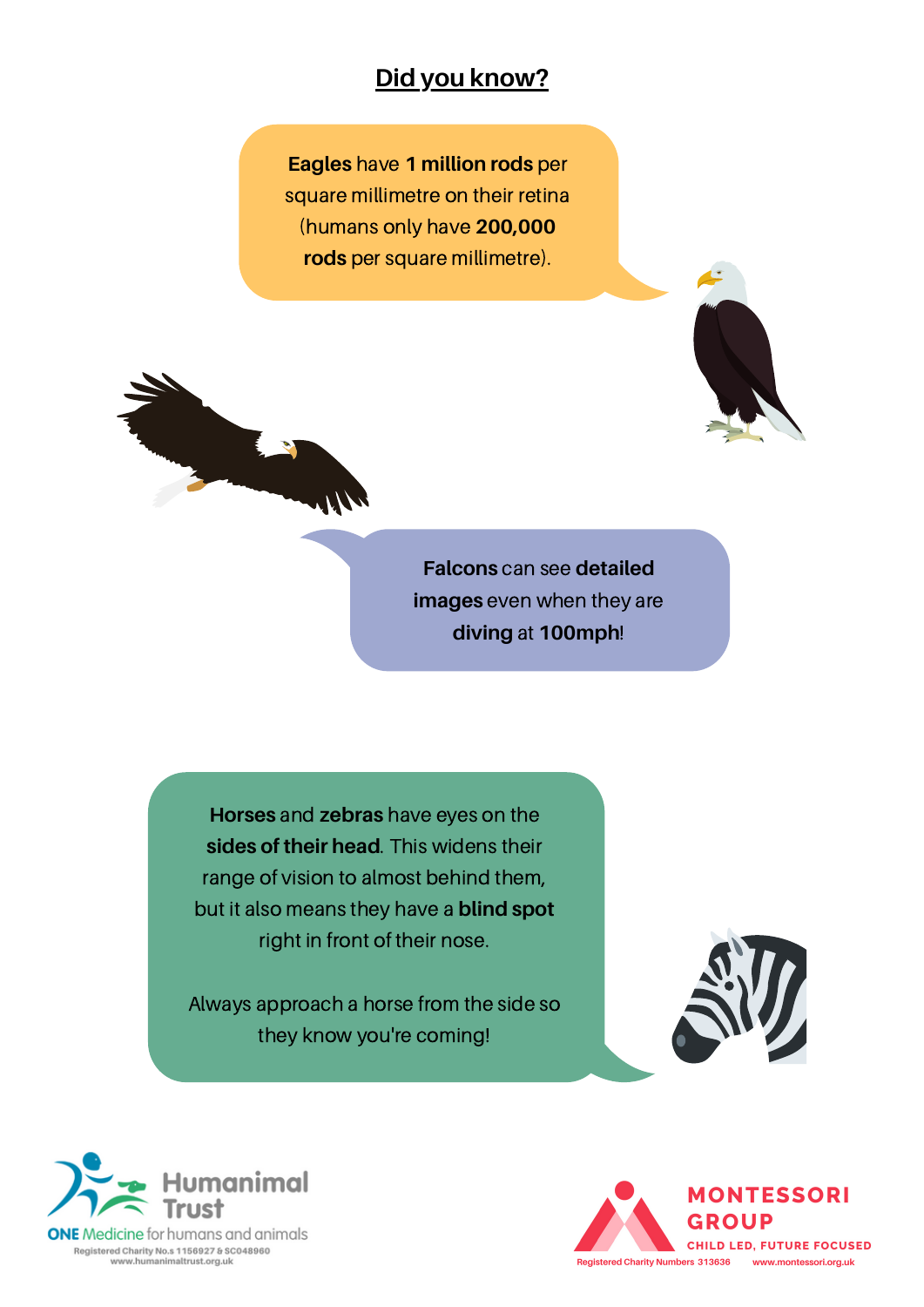## Did you know?

**Eagles** have **1 million rods** per square millimetre on their retina (humans only have **200,000 rods** per square millimetre).

**Falcons** can see **detailed images** even when they are **diving** at **100mph**!

**Horses** and **zebras** have eyes on the **sides of their head**. This widens their range of vision to almost behind them, but it also means they have a **blind spot** right in front of their nose.

Always approach a horse from the side so they know you're coming!

Humanimal Trust
ONE Medicine for humans and animals
Registered Charity No.s 1156927 & SC048960
www.humanimaltrust.org.uk

MONTESSORI GROUP
CHILD LED, FUTURE FOCUSED
Registered Charity Numbers 313636 www.montessori.org.uk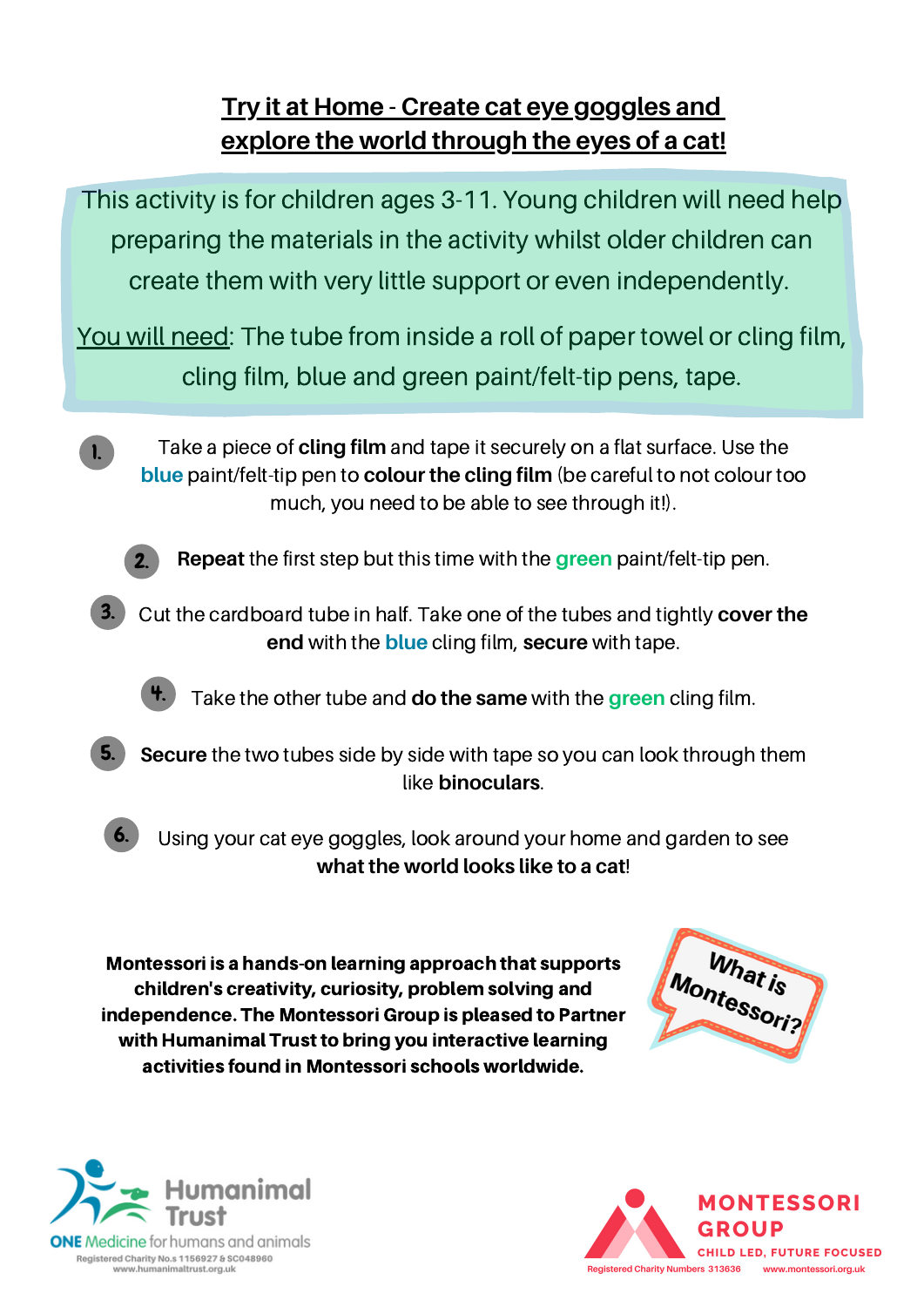## Try it at Home - Create cat eye goggles and explore the world through the eyes of a cat!

This activity is for children ages 3-11. Young children will need help preparing the materials in the activity whilst older children can create them with very little support or even independently.

You will need: The tube from inside a roll of paper towel or cling film, cling film, blue and green paint/felt-tip pens, tape.

1. Take a piece of **cling film** and tape it securely on a flat surface. Use the **blue** paint/felt-tip pen to **colour the cling film** (be careful to not colour too much, you need to be able to see through it!).
2. **Repeat** the first step but this time with the **green** paint/felt-tip pen.
3. Cut the cardboard tube in half. Take one of the tubes and tightly **cover the end** with the **blue** cling film, **secure** with tape.
4. Take the other tube and **do the same** with the **green** cling film.
5. **Secure** the two tubes side by side with tape so you can look through them like **binoculars**.
6. Using your cat eye goggles, look around your home and garden to see **what the world looks like to a cat**!

**Montessori is a hands-on learning approach that supports children's creativity, curiosity, problem solving and independence. The Montessori Group is pleased to Partner with Humanimal Trust to bring you interactive learning activities found in Montessori schools worldwide.**

What is Montessori?

Humanimal Trust
ONE Medicine for humans and animals
Registered Charity No.s 1156927 & SC048960
www.humanimaltrust.org.uk

MONTESSORI GROUP
CHILD LED, FUTURE FOCUSED
Registered Charity Numbers 313636 www.montessori.org.uk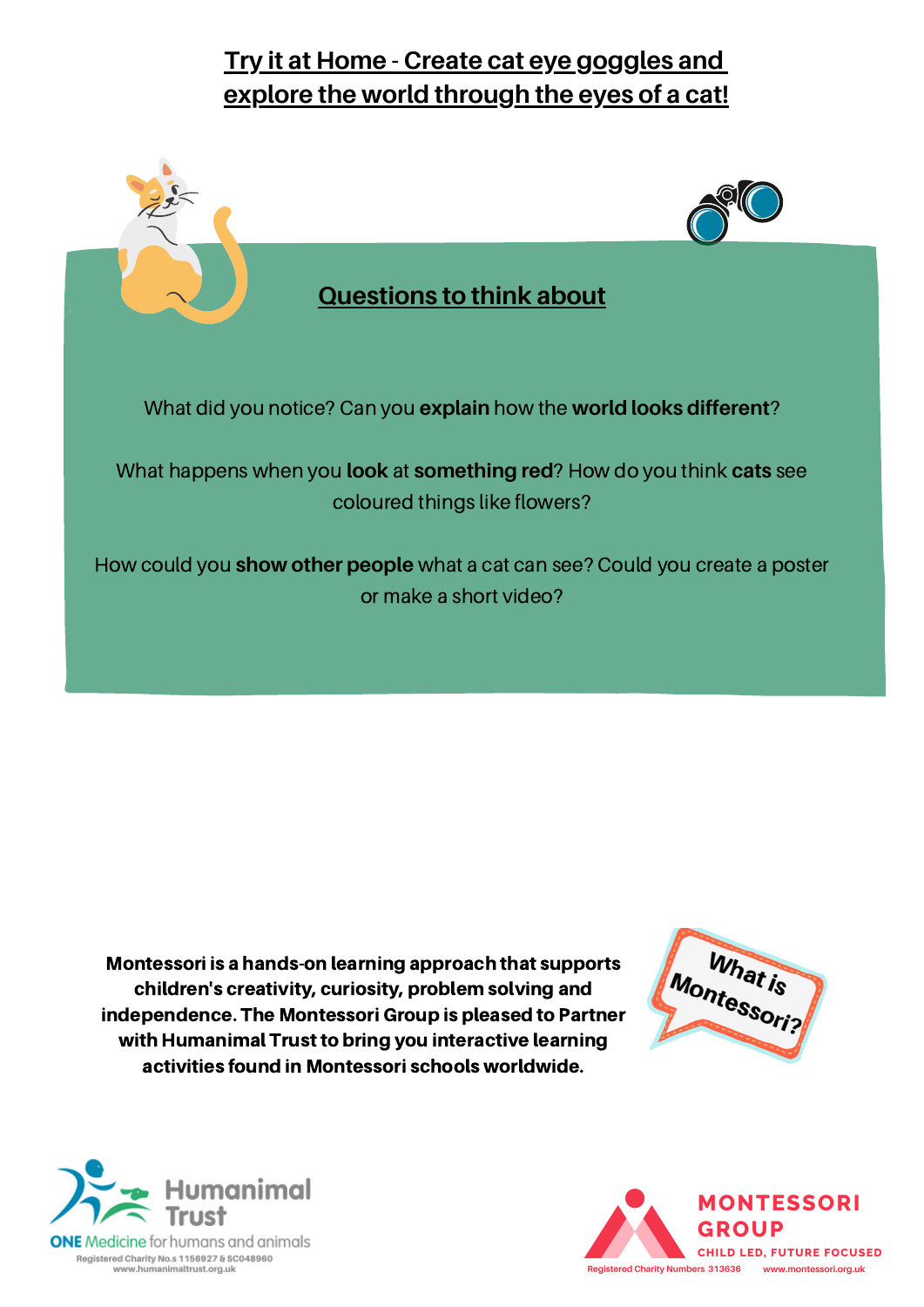# Try it at Home - Create cat eye goggles and explore the world through the eyes of a cat!

## Questions to think about

What did you notice? Can you **explain** how the **world looks different**?

What happens when you **look** at **something red**? How do you think **cats** see coloured things like flowers?

How could you **show other people** what a cat can see? Could you create a poster or make a short video?

What is Montessori?

**Montessori is a hands-on learning approach that supports children's creativity, curiosity, problem solving and independence. The Montessori Group is pleased to Partner with Humanimal Trust to bring you interactive learning activities found in Montessori schools worldwide.**

Humanimal Trust
ONE Medicine for humans and animals
Registered Charity No.s 1156927 & SC048960
www.humanimaltrust.org.uk

MONTESSORI GROUP
CHILD LED, FUTURE FOCUSED
Registered Charity Numbers 313636 www.montessori.org.uk